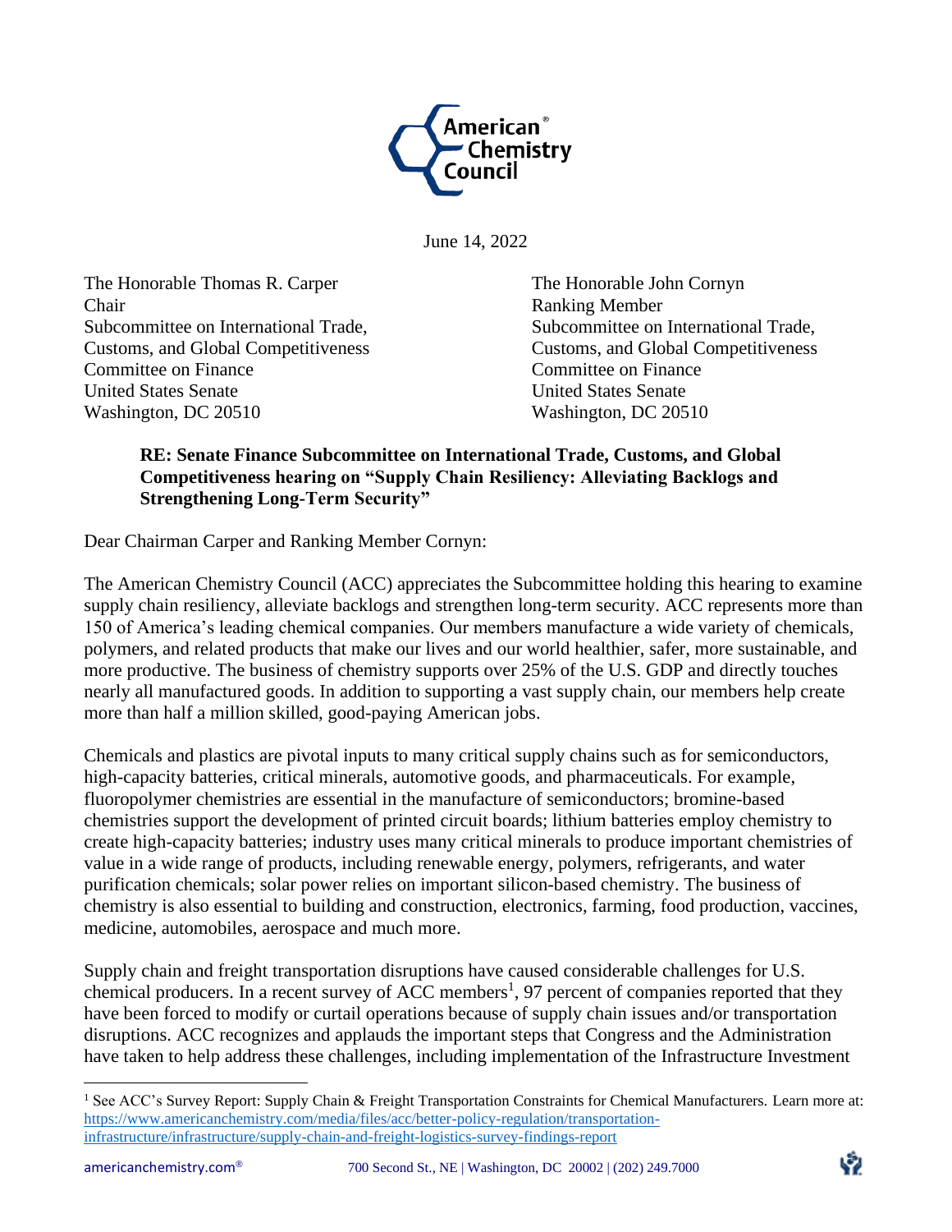American Chemistry Council

June 14, 2022

The Honorable Thomas R. Carper
Chair
Subcommittee on International Trade,
Customs, and Global Competitiveness
Committee on Finance
United States Senate
Washington, DC 20510

The Honorable John Cornyn
Ranking Member
Subcommittee on International Trade,
Customs, and Global Competitiveness
Committee on Finance
United States Senate
Washington, DC 20510

**RE: Senate Finance Subcommittee on International Trade, Customs, and Global Competitiveness hearing on "Supply Chain Resiliency: Alleviating Backlogs and Strengthening Long-Term Security"**

Dear Chairman Carper and Ranking Member Cornyn:

The American Chemistry Council (ACC) appreciates the Subcommittee holding this hearing to examine supply chain resiliency, alleviate backlogs and strengthen long-term security. ACC represents more than 150 of America's leading chemical companies. Our members manufacture a wide variety of chemicals, polymers, and related products that make our lives and our world healthier, safer, more sustainable, and more productive. The business of chemistry supports over 25% of the U.S. GDP and directly touches nearly all manufactured goods. In addition to supporting a vast supply chain, our members help create more than half a million skilled, good-paying American jobs.

Chemicals and plastics are pivotal inputs to many critical supply chains such as for semiconductors, high-capacity batteries, critical minerals, automotive goods, and pharmaceuticals. For example, fluoropolymer chemistries are essential in the manufacture of semiconductors; bromine-based chemistries support the development of printed circuit boards; lithium batteries employ chemistry to create high-capacity batteries; industry uses many critical minerals to produce important chemistries of value in a wide range of products, including renewable energy, polymers, refrigerants, and water purification chemicals; solar power relies on important silicon-based chemistry. The business of chemistry is also essential to building and construction, electronics, farming, food production, vaccines, medicine, automobiles, aerospace and much more.

Supply chain and freight transportation disruptions have caused considerable challenges for U.S. chemical producers. In a recent survey of ACC members[1], 97 percent of companies reported that they have been forced to modify or curtail operations because of supply chain issues and/or transportation disruptions. ACC recognizes and applauds the important steps that Congress and the Administration have taken to help address these challenges, including implementation of the Infrastructure Investment

[1] See ACC's Survey Report: Supply Chain & Freight Transportation Constraints for Chemical Manufacturers. Learn more at: https://www.americanchemistry.com/media/files/acc/better-policy-regulation/transportation-infrastructure/infrastructure/supply-chain-and-freight-logistics-survey-findings-report

americanchemistry.com® 700 Second St., NE | Washington, DC 20002 | (202) 249.7000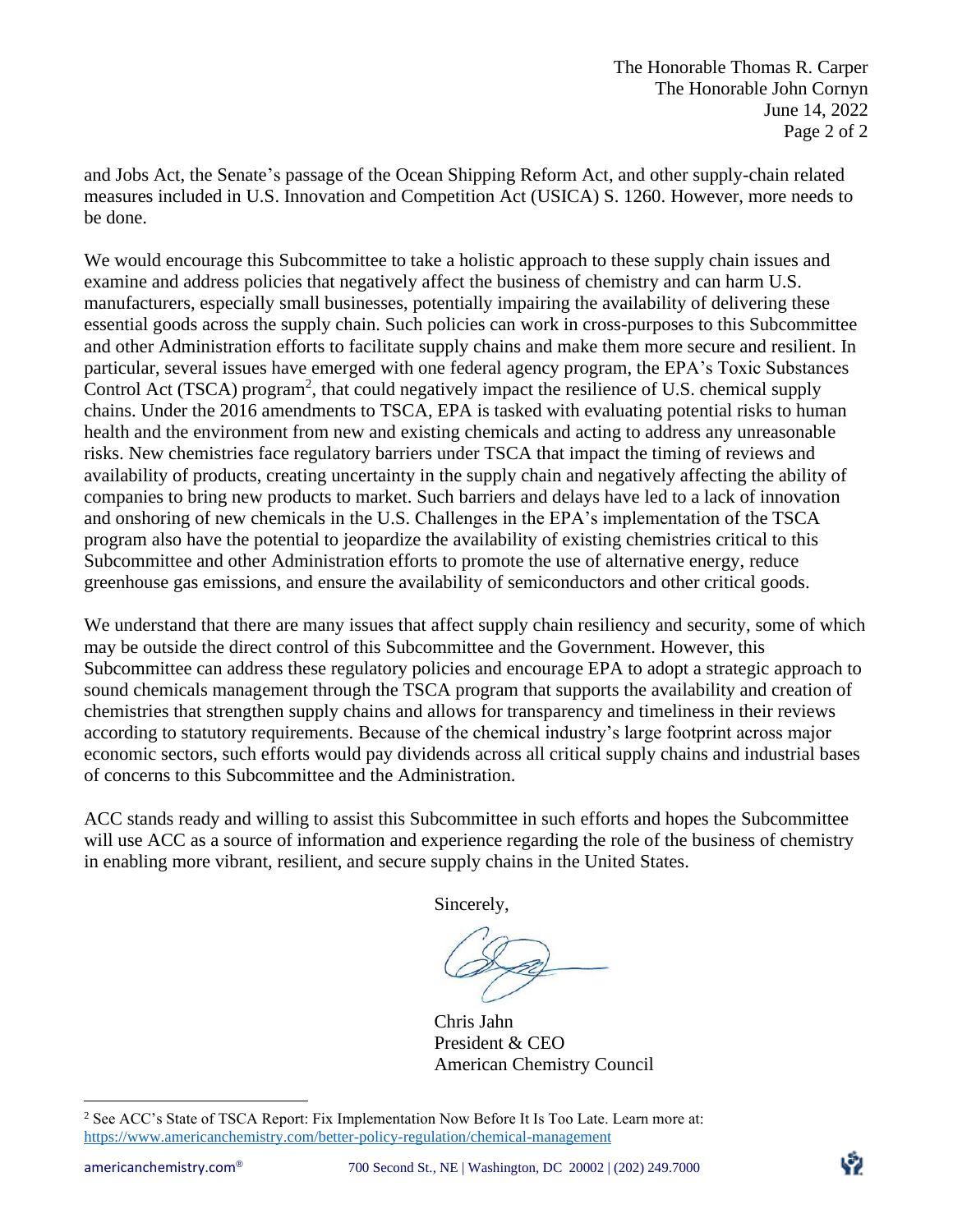and Jobs Act, the Senate's passage of the Ocean Shipping Reform Act, and other supply-chain related measures included in U.S. Innovation and Competition Act (USICA) S. 1260. However, more needs to be done.

We would encourage this Subcommittee to take a holistic approach to these supply chain issues and examine and address policies that negatively affect the business of chemistry and can harm U.S. manufacturers, especially small businesses, potentially impairing the availability of delivering these essential goods across the supply chain. Such policies can work in cross-purposes to this Subcommittee and other Administration efforts to facilitate supply chains and make them more secure and resilient. In particular, several issues have emerged with one federal agency program, the EPA's Toxic Substances Control Act (TSCA) program[2], that could negatively impact the resilience of U.S. chemical supply chains. Under the 2016 amendments to TSCA, EPA is tasked with evaluating potential risks to human health and the environment from new and existing chemicals and acting to address any unreasonable risks. New chemistries face regulatory barriers under TSCA that impact the timing of reviews and availability of products, creating uncertainty in the supply chain and negatively affecting the ability of companies to bring new products to market. Such barriers and delays have led to a lack of innovation and onshoring of new chemicals in the U.S. Challenges in the EPA's implementation of the TSCA program also have the potential to jeopardize the availability of existing chemistries critical to this Subcommittee and other Administration efforts to promote the use of alternative energy, reduce greenhouse gas emissions, and ensure the availability of semiconductors and other critical goods.

We understand that there are many issues that affect supply chain resiliency and security, some of which may be outside the direct control of this Subcommittee and the Government. However, this Subcommittee can address these regulatory policies and encourage EPA to adopt a strategic approach to sound chemicals management through the TSCA program that supports the availability and creation of chemistries that strengthen supply chains and allows for transparency and timeliness in their reviews according to statutory requirements. Because of the chemical industry's large footprint across major economic sectors, such efforts would pay dividends across all critical supply chains and industrial bases of concerns to this Subcommittee and the Administration.

ACC stands ready and willing to assist this Subcommittee in such efforts and hopes the Subcommittee will use ACC as a source of information and experience regarding the role of the business of chemistry in enabling more vibrant, resilient, and secure supply chains in the United States.

Sincerely,

Chris Jahn
President & CEO
American Chemistry Council

---

[2] See ACC's State of TSCA Report: Fix Implementation Now Before It Is Too Late. Learn more at: https://www.americanchemistry.com/better-policy-regulation/chemical-management